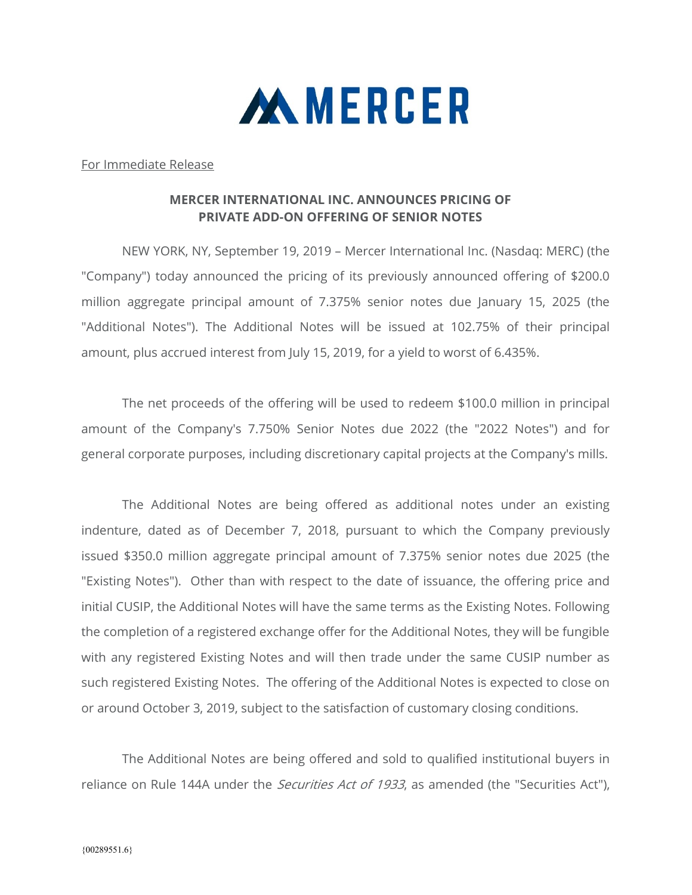MERCER

For Immediate Release

## MERCER INTERNATIONAL INC. ANNOUNCES PRICING OF PRIVATE ADD-ON OFFERING OF SENIOR NOTES

NEW YORK, NY, September 19, 2019 – Mercer International Inc. (Nasdaq: MERC) (the "Company") today announced the pricing of its previously announced offering of $200.0 million aggregate principal amount of 7.375% senior notes due January 15, 2025 (the "Additional Notes"). The Additional Notes will be issued at 102.75% of their principal amount, plus accrued interest from July 15, 2019, for a yield to worst of 6.435%.

The net proceeds of the offering will be used to redeem $100.0 million in principal amount of the Company's 7.750% Senior Notes due 2022 (the "2022 Notes") and for general corporate purposes, including discretionary capital projects at the Company's mills.

The Additional Notes are being offered as additional notes under an existing indenture, dated as of December 7, 2018, pursuant to which the Company previously issued $350.0 million aggregate principal amount of 7.375% senior notes due 2025 (the "Existing Notes"). Other than with respect to the date of issuance, the offering price and initial CUSIP, the Additional Notes will have the same terms as the Existing Notes. Following the completion of a registered exchange offer for the Additional Notes, they will be fungible with any registered Existing Notes and will then trade under the same CUSIP number as such registered Existing Notes. The offering of the Additional Notes is expected to close on or around October 3, 2019, subject to the satisfaction of customary closing conditions.

The Additional Notes are being offered and sold to qualified institutional buyers in reliance on Rule 144A under the *Securities Act of 1933*, as amended (the "Securities Act"),

{00289551.6}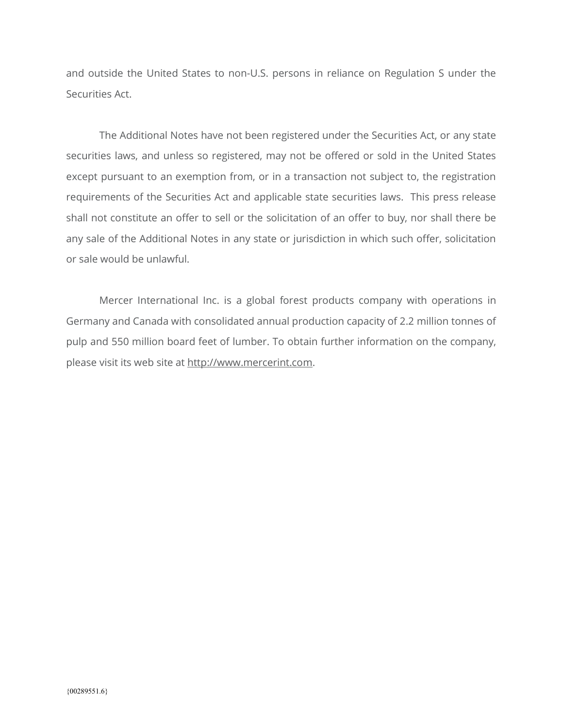and outside the United States to non-U.S. persons in reliance on Regulation S under the Securities Act.

The Additional Notes have not been registered under the Securities Act, or any state securities laws, and unless so registered, may not be offered or sold in the United States except pursuant to an exemption from, or in a transaction not subject to, the registration requirements of the Securities Act and applicable state securities laws. This press release shall not constitute an offer to sell or the solicitation of an offer to buy, nor shall there be any sale of the Additional Notes in any state or jurisdiction in which such offer, solicitation or sale would be unlawful.

Mercer International Inc. is a global forest products company with operations in Germany and Canada with consolidated annual production capacity of 2.2 million tonnes of pulp and 550 million board feet of lumber. To obtain further information on the company, please visit its web site at http://www.mercerint.com.

{00289551.6}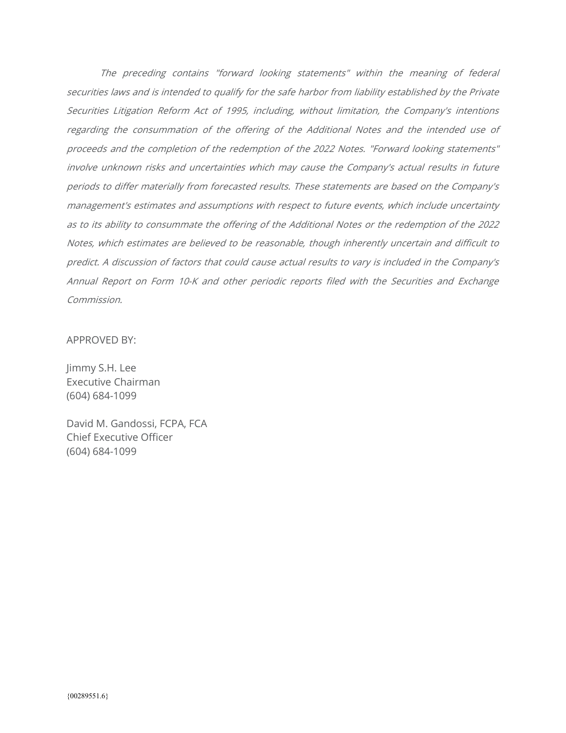*The preceding contains "forward looking statements" within the meaning of federal securities laws and is intended to qualify for the safe harbor from liability established by the Private Securities Litigation Reform Act of 1995, including, without limitation, the Company's intentions regarding the consummation of the offering of the Additional Notes and the intended use of proceeds and the completion of the redemption of the 2022 Notes. "Forward looking statements" involve unknown risks and uncertainties which may cause the Company's actual results in future periods to differ materially from forecasted results. These statements are based on the Company's management's estimates and assumptions with respect to future events, which include uncertainty as to its ability to consummate the offering of the Additional Notes or the redemption of the 2022 Notes, which estimates are believed to be reasonable, though inherently uncertain and difficult to predict. A discussion of factors that could cause actual results to vary is included in the Company's Annual Report on Form 10-K and other periodic reports filed with the Securities and Exchange Commission.*

APPROVED BY:

Jimmy S.H. Lee
Executive Chairman
(604) 684-1099

David M. Gandossi, FCPA, FCA
Chief Executive Officer
(604) 684-1099

{00289551.6}